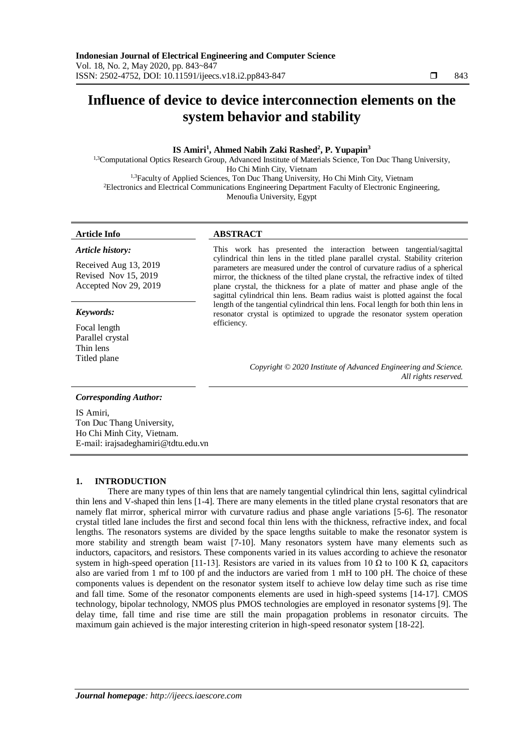# Influence of device to device interconnection elements on the system behavior and stability

**IS Amiri[1], Ahmed Nabih Zaki Rashed[2], P. Yupapin[3]**

[1,3]Computational Optics Research Group, Advanced Institute of Materials Science, Ton Duc Thang University, Ho Chi Minh City, Vietnam
[1,3]Faculty of Applied Sciences, Ton Duc Thang University, Ho Chi Minh City, Vietnam
[2]Electronics and Electrical Communications Engineering Department Faculty of Electronic Engineering, Menoufia University, Egypt

**Article Info**

*Article history:*

Received Aug 13, 2019
Revised Nov 15, 2019
Accepted Nov 29, 2019

*Keywords:*

Focal length
Parallel crystal
Thin lens
Titled plane

**ABSTRACT**

This work has presented the interaction between tangential/sagittal cylindrical thin lens in the titled plane parallel crystal. Stability criterion parameters are measured under the control of curvature radius of a spherical mirror, the thickness of the tilted plane crystal, the refractive index of tilted plane crystal, the thickness for a plate of matter and phase angle of the sagittal cylindrical thin lens. Beam radius waist is plotted against the focal length of the tangential cylindrical thin lens. Focal length for both thin lens in resonator crystal is optimized to upgrade the resonator system operation efficiency.

*Copyright © 2020 Institute of Advanced Engineering and Science. All rights reserved.*

*Corresponding Author:*

IS Amiri,
Ton Duc Thang University,
Ho Chi Minh City, Vietnam.
E-mail: irajsadeghamiri@tdtu.edu.vn

## 1. INTRODUCTION

There are many types of thin lens that are namely tangential cylindrical thin lens, sagittal cylindrical thin lens and V-shaped thin lens [1-4]. There are many elements in the titled plane crystal resonators that are namely flat mirror, spherical mirror with curvature radius and phase angle variations [5-6]. The resonator crystal titled lane includes the first and second focal thin lens with the thickness, refractive index, and focal lengths. The resonators systems are divided by the space lengths suitable to make the resonator system is more stability and strength beam waist [7-10]. Many resonators system have many elements such as inductors, capacitors, and resistors. These components varied in its values according to achieve the resonator system in high-speed operation [11-13]. Resistors are varied in its values from 10 Ω to 100 K Ω, capacitors also are varied from 1 mf to 100 pf and the inductors are varied from 1 mH to 100 pH. The choice of these components values is dependent on the resonator system itself to achieve low delay time such as rise time and fall time. Some of the resonator components elements are used in high-speed systems [14-17]. CMOS technology, bipolar technology, NMOS plus PMOS technologies are employed in resonator systems [9]. The delay time, fall time and rise time are still the main propagation problems in resonator circuits. The maximum gain achieved is the major interesting criterion in high-speed resonator system [18-22].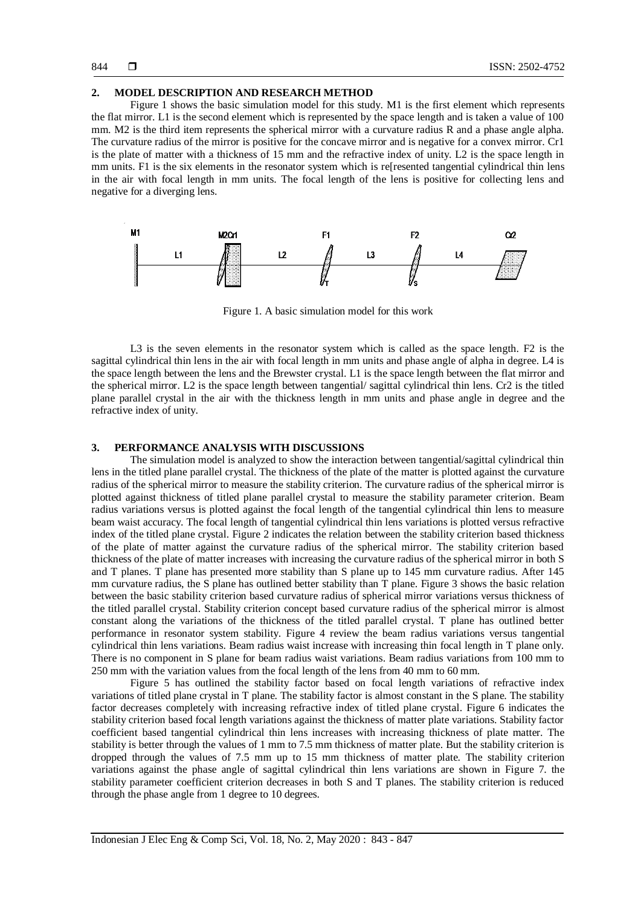## 2. MODEL DESCRIPTION AND RESEARCH METHOD

Figure 1 shows the basic simulation model for this study. M1 is the first element which represents the flat mirror. L1 is the second element which is represented by the space length and is taken a value of 100 mm. M2 is the third item represents the spherical mirror with a curvature radius R and a phase angle alpha. The curvature radius of the mirror is positive for the concave mirror and is negative for a convex mirror. Cr1 is the plate of matter with a thickness of 15 mm and the refractive index of unity. L2 is the space length in mm units. F1 is the six elements in the resonator system which is re[resented tangential cylindrical thin lens in the air with focal length in mm units. The focal length of the lens is positive for collecting lens and negative for a diverging lens.

Figure 1. A basic simulation model for this work

L3 is the seven elements in the resonator system which is called as the space length. F2 is the sagittal cylindrical thin lens in the air with focal length in mm units and phase angle of alpha in degree. L4 is the space length between the lens and the Brewster crystal. L1 is the space length between the flat mirror and the spherical mirror. L2 is the space length between tangential/ sagittal cylindrical thin lens. Cr2 is the titled plane parallel crystal in the air with the thickness length in mm units and phase angle in degree and the refractive index of unity.

## 3. PERFORMANCE ANALYSIS WITH DISCUSSIONS

The simulation model is analyzed to show the interaction between tangential/sagittal cylindrical thin lens in the titled plane parallel crystal. The thickness of the plate of the matter is plotted against the curvature radius of the spherical mirror to measure the stability criterion. The curvature radius of the spherical mirror is plotted against thickness of titled plane parallel crystal to measure the stability parameter criterion. Beam radius variations versus is plotted against the focal length of the tangential cylindrical thin lens to measure beam waist accuracy. The focal length of tangential cylindrical thin lens variations is plotted versus refractive index of the titled plane crystal. Figure 2 indicates the relation between the stability criterion based thickness of the plate of matter against the curvature radius of the spherical mirror. The stability criterion based thickness of the plate of matter increases with increasing the curvature radius of the spherical mirror in both S and T planes. T plane has presented more stability than S plane up to 145 mm curvature radius. After 145 mm curvature radius, the S plane has outlined better stability than T plane. Figure 3 shows the basic relation between the basic stability criterion based curvature radius of spherical mirror variations versus thickness of the titled parallel crystal. Stability criterion concept based curvature radius of the spherical mirror is almost constant along the variations of the thickness of the titled parallel crystal. T plane has outlined better performance in resonator system stability. Figure 4 review the beam radius variations versus tangential cylindrical thin lens variations. Beam radius waist increase with increasing thin focal length in T plane only. There is no component in S plane for beam radius waist variations. Beam radius variations from 100 mm to 250 mm with the variation values from the focal length of the lens from 40 mm to 60 mm.

Figure 5 has outlined the stability factor based on focal length variations of refractive index variations of titled plane crystal in T plane. The stability factor is almost constant in the S plane. The stability factor decreases completely with increasing refractive index of titled plane crystal. Figure 6 indicates the stability criterion based focal length variations against the thickness of matter plate variations. Stability factor coefficient based tangential cylindrical thin lens increases with increasing thickness of plate matter. The stability is better through the values of 1 mm to 7.5 mm thickness of matter plate. But the stability criterion is dropped through the values of 7.5 mm up to 15 mm thickness of matter plate. The stability criterion variations against the phase angle of sagittal cylindrical thin lens variations are shown in Figure 7. the stability parameter coefficient criterion decreases in both S and T planes. The stability criterion is reduced through the phase angle from 1 degree to 10 degrees.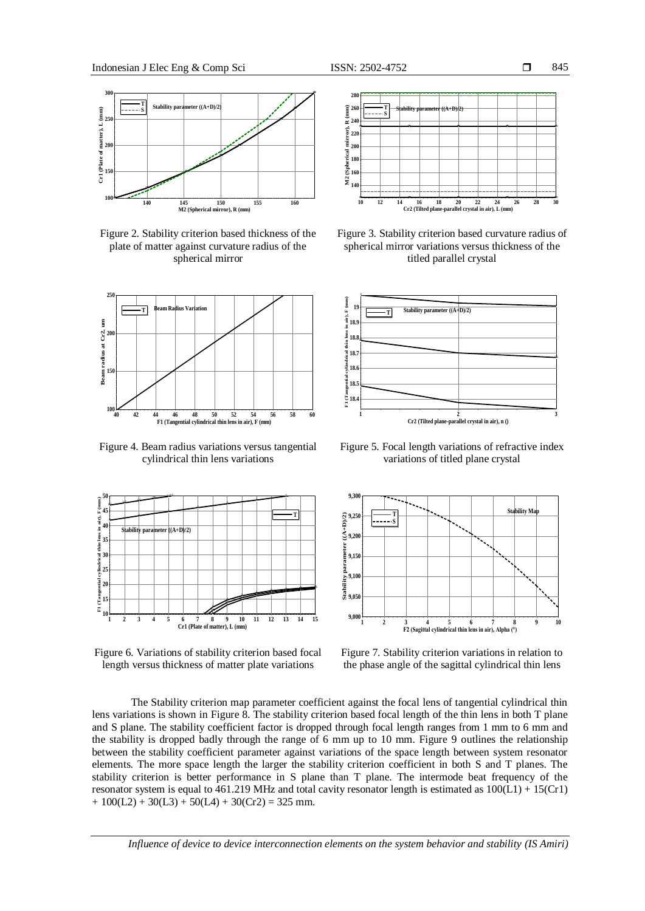Figure 2. Stability criterion based thickness of the plate of matter against curvature radius of the spherical mirror

Figure 3. Stability criterion based curvature radius of spherical mirror variations versus thickness of the titled parallel crystal

Figure 4. Beam radius variations versus tangential cylindrical thin lens variations

Figure 5. Focal length variations of refractive index variations of titled plane crystal

Figure 6. Variations of stability criterion based focal length versus thickness of matter plate variations

Figure 7. Stability criterion variations in relation to the phase angle of the sagittal cylindrical thin lens

The Stability criterion map parameter coefficient against the focal lens of tangential cylindrical thin lens variations is shown in Figure 8. The stability criterion based focal length of the thin lens in both T plane and S plane. The stability coefficient factor is dropped through focal length ranges from 1 mm to 6 mm and the stability is dropped badly through the range of 6 mm up to 10 mm. Figure 9 outlines the relationship between the stability coefficient parameter against variations of the space length between system resonator elements. The more space length the larger the stability criterion coefficient in both S and T planes. The stability criterion is better performance in S plane than T plane. The intermode beat frequency of the resonator system is equal to 461.219 MHz and total cavity resonator length is estimated as 100(L1) + 15(Cr1) + 100(L2) + 30(L3) + 50(L4) + 30(Cr2) = 325 mm.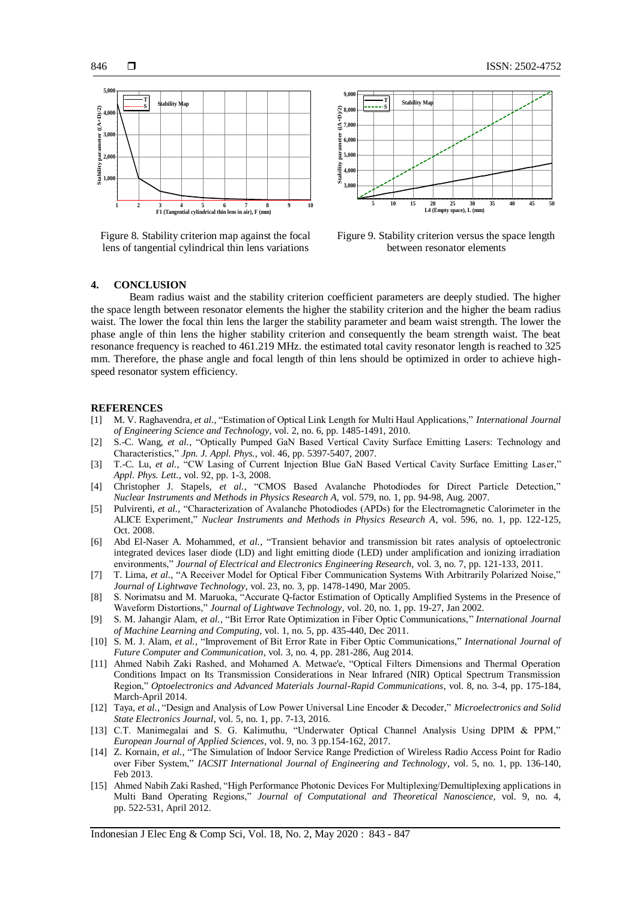Figure 8. Stability criterion map against the focal lens of tangential cylindrical thin lens variations

Figure 9. Stability criterion versus the space length between resonator elements

## 4. CONCLUSION

Beam radius waist and the stability criterion coefficient parameters are deeply studied. The higher the space length between resonator elements the higher the stability criterion and the higher the beam radius waist. The lower the focal thin lens the larger the stability parameter and beam waist strength. The lower the phase angle of thin lens the higher stability criterion and consequently the beam strength waist. The beat resonance frequency is reached to 461.219 MHz. the estimated total cavity resonator length is reached to 325 mm. Therefore, the phase angle and focal length of thin lens should be optimized in order to achieve high-speed resonator system efficiency.

## REFERENCES

[1] M. V. Raghavendra, *et al.*, "Estimation of Optical Link Length for Multi Haul Applications," *International Journal of Engineering Science and Technology*, vol. 2, no. 6, pp. 1485-1491, 2010.

[2] S.-C. Wang, *et al.*, "Optically Pumped GaN Based Vertical Cavity Surface Emitting Lasers: Technology and Characteristics," *Jpn. J. Appl. Phys.*, vol. 46, pp. 5397-5407, 2007.

[3] T.-C. Lu, *et al.*, "CW Lasing of Current Injection Blue GaN Based Vertical Cavity Surface Emitting Laser," *Appl. Phys. Lett.*, vol. 92, pp. 1-3, 2008.

[4] Christopher J. Stapels, *et al.*, "CMOS Based Avalanche Photodiodes for Direct Particle Detection," *Nuclear Instruments and Methods in Physics Research A*, vol. 579, no. 1, pp. 94-98, Aug. 2007.

[5] Pulvirenti, *et al.*, "Characterization of Avalanche Photodiodes (APDs) for the Electromagnetic Calorimeter in the ALICE Experiment," *Nuclear Instruments and Methods in Physics Research A*, vol. 596, no. 1, pp. 122-125, Oct. 2008.

[6] Abd El-Naser A. Mohammed, *et al.*, "Transient behavior and transmission bit rates analysis of optoelectronic integrated devices laser diode (LD) and light emitting diode (LED) under amplification and ionizing irradiation environments," *Journal of Electrical and Electronics Engineering Research*, vol. 3, no. 7, pp. 121-133, 2011.

[7] T. Lima, *et al.*, "A Receiver Model for Optical Fiber Communication Systems With Arbitrarily Polarized Noise," *Journal of Lightwave Technology*, vol. 23, no. 3, pp. 1478-1490, Mar 2005.

[8] S. Norimatsu and M. Maruoka, "Accurate Q-factor Estimation of Optically Amplified Systems in the Presence of Waveform Distortions," *Journal of Lightwave Technology*, vol. 20, no. 1, pp. 19-27, Jan 2002.

[9] S. M. Jahangir Alam, *et al.*, "Bit Error Rate Optimization in Fiber Optic Communications," *International Journal of Machine Learning and Computing*, vol. 1, no. 5, pp. 435-440, Dec 2011.

[10] S. M. J. Alam, *et al.*, "Improvement of Bit Error Rate in Fiber Optic Communications," *International Journal of Future Computer and Communication*, vol. 3, no. 4, pp. 281-286, Aug 2014.

[11] Ahmed Nabih Zaki Rashed, and Mohamed A. Metwae'e, "Optical Filters Dimensions and Thermal Operation Conditions Impact on Its Transmission Considerations in Near Infrared (NIR) Optical Spectrum Transmission Region," *Optoelectronics and Advanced Materials Journal-Rapid Communications*, vol. 8, no. 3-4, pp. 175-184, March-April 2014.

[12] Taya, *et al.*, "Design and Analysis of Low Power Universal Line Encoder & Decoder," *Microelectronics and Solid State Electronics Journal*, vol. 5, no. 1, pp. 7-13, 2016.

[13] C.T. Manimegalai and S. G. Kalimuthu, "Underwater Optical Channel Analysis Using DPIM & PPM," *European Journal of Applied Sciences*, vol. 9, no. 3 pp.154-162, 2017.

[14] Z. Kornain, *et al.*, "The Simulation of Indoor Service Range Prediction of Wireless Radio Access Point for Radio over Fiber System," *IACSIT International Journal of Engineering and Technology*, vol. 5, no. 1, pp. 136-140, Feb 2013.

[15] Ahmed Nabih Zaki Rashed, "High Performance Photonic Devices For Multiplexing/Demultiplexing applications in Multi Band Operating Regions," *Journal of Computational and Theoretical Nanoscience*, vol. 9, no. 4, pp. 522-531, April 2012.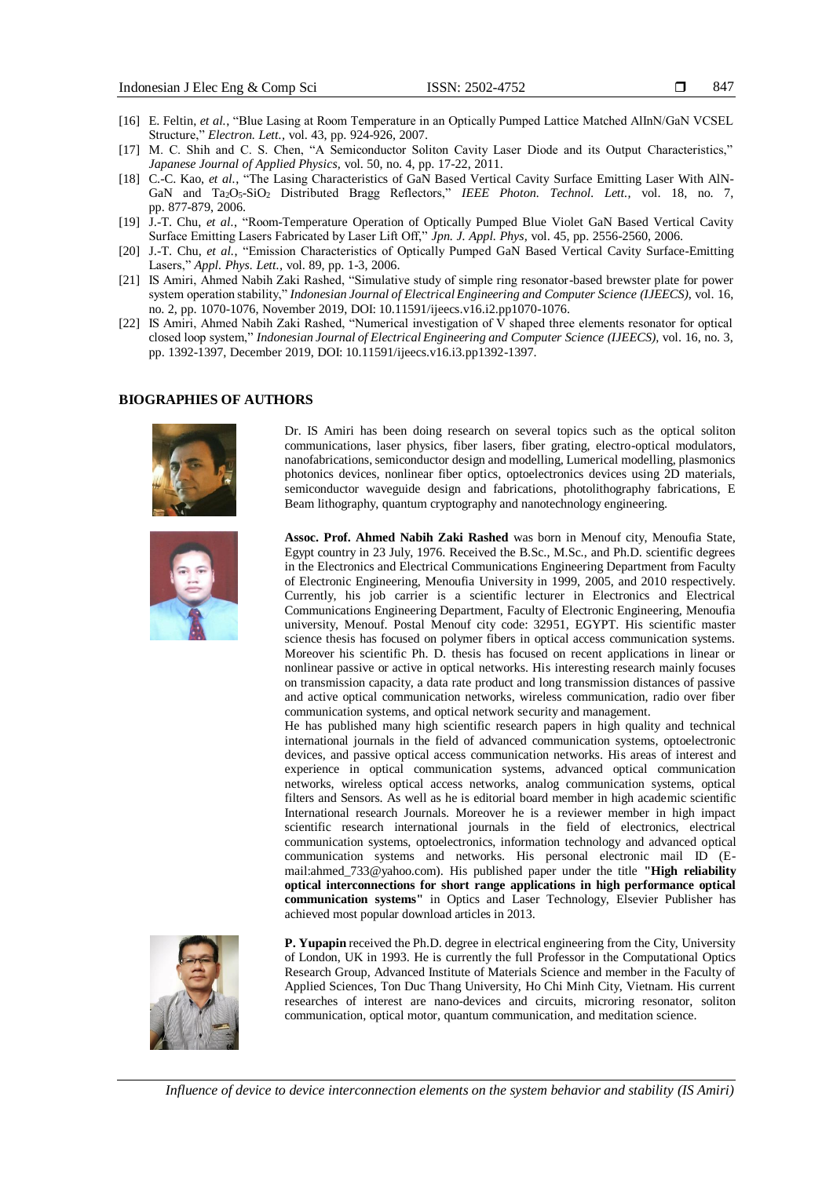[16] E. Feltin, *et al.*, "Blue Lasing at Room Temperature in an Optically Pumped Lattice Matched AlInN/GaN VCSEL Structure," *Electron. Lett.*, vol. 43, pp. 924-926, 2007.

[17] M. C. Shih and C. S. Chen, "A Semiconductor Soliton Cavity Laser Diode and its Output Characteristics," *Japanese Journal of Applied Physics*, vol. 50, no. 4, pp. 17-22, 2011.

[18] C.-C. Kao, *et al.*, "The Lasing Characteristics of GaN Based Vertical Cavity Surface Emitting Laser With AlN-GaN and $Ta_2O_5$-$SiO_2$ Distributed Bragg Reflectors," *IEEE Photon. Technol. Lett.*, vol. 18, no. 7, pp. 877-879, 2006.

[19] J.-T. Chu, *et al.*, "Room-Temperature Operation of Optically Pumped Blue Violet GaN Based Vertical Cavity Surface Emitting Lasers Fabricated by Laser Lift Off," *Jpn. J. Appl. Phys*, vol. 45, pp. 2556-2560, 2006.

[20] J.-T. Chu, *et al.*, "Emission Characteristics of Optically Pumped GaN Based Vertical Cavity Surface-Emitting Lasers," *Appl. Phys. Lett.*, vol. 89, pp. 1-3, 2006.

[21] IS Amiri, Ahmed Nabih Zaki Rashed, "Simulative study of simple ring resonator-based brewster plate for power system operation stability," *Indonesian Journal of Electrical Engineering and Computer Science (IJEECS)*, vol. 16, no. 2, pp. 1070-1076, November 2019, DOI: 10.11591/ijeecs.v16.i2.pp1070-1076.

[22] IS Amiri, Ahmed Nabih Zaki Rashed, "Numerical investigation of V shaped three elements resonator for optical closed loop system," *Indonesian Journal of Electrical Engineering and Computer Science (IJEECS)*, vol. 16, no. 3, pp. 1392-1397, December 2019, DOI: 10.11591/ijeecs.v16.i3.pp1392-1397.

## BIOGRAPHIES OF AUTHORS

Dr. IS Amiri has been doing research on several topics such as the optical soliton communications, laser physics, fiber lasers, fiber grating, electro-optical modulators, nanofabrications, semiconductor design and modelling, Lumerical modelling, plasmonics photonics devices, nonlinear fiber optics, optoelectronics devices using 2D materials, semiconductor waveguide design and fabrications, photolithography fabrications, E Beam lithography, quantum cryptography and nanotechnology engineering.

**Assoc. Prof. Ahmed Nabih Zaki Rashed** was born in Menouf city, Menoufia State, Egypt country in 23 July, 1976. Received the B.Sc., M.Sc., and Ph.D. scientific degrees in the Electronics and Electrical Communications Engineering Department from Faculty of Electronic Engineering, Menoufia University in 1999, 2005, and 2010 respectively. Currently, his job carrier is a scientific lecturer in Electronics and Electrical Communications Engineering Department, Faculty of Electronic Engineering, Menoufia university, Menouf. Postal Menouf city code: 32951, EGYPT. His scientific master science thesis has focused on polymer fibers in optical access communication systems. Moreover his scientific Ph. D. thesis has focused on recent applications in linear or nonlinear passive or active in optical networks. His interesting research mainly focuses on transmission capacity, a data rate product and long transmission distances of passive and active optical communication networks, wireless communication, radio over fiber communication systems, and optical network security and management.
He has published many high scientific research papers in high quality and technical international journals in the field of advanced communication systems, optoelectronic devices, and passive optical access communication networks. His areas of interest and experience in optical communication systems, advanced optical communication networks, wireless optical access networks, analog communication systems, optical filters and Sensors. As well as he is editorial board member in high academic scientific International research Journals. Moreover he is a reviewer member in high impact scientific research international journals in the field of electronics, electrical communication systems, optoelectronics, information technology and advanced optical communication systems and networks. His personal electronic mail ID (E-mail:ahmed_733@yahoo.com). His published paper under the title **"High reliability optical interconnections for short range applications in high performance optical communication systems"** in Optics and Laser Technology, Elsevier Publisher has achieved most popular download articles in 2013.

**P. Yupapin** received the Ph.D. degree in electrical engineering from the City, University of London, UK in 1993. He is currently the full Professor in the Computational Optics Research Group, Advanced Institute of Materials Science and member in the Faculty of Applied Sciences, Ton Duc Thang University, Ho Chi Minh City, Vietnam. His current researches of interest are nano-devices and circuits, microring resonator, soliton communication, optical motor, quantum communication, and meditation science.